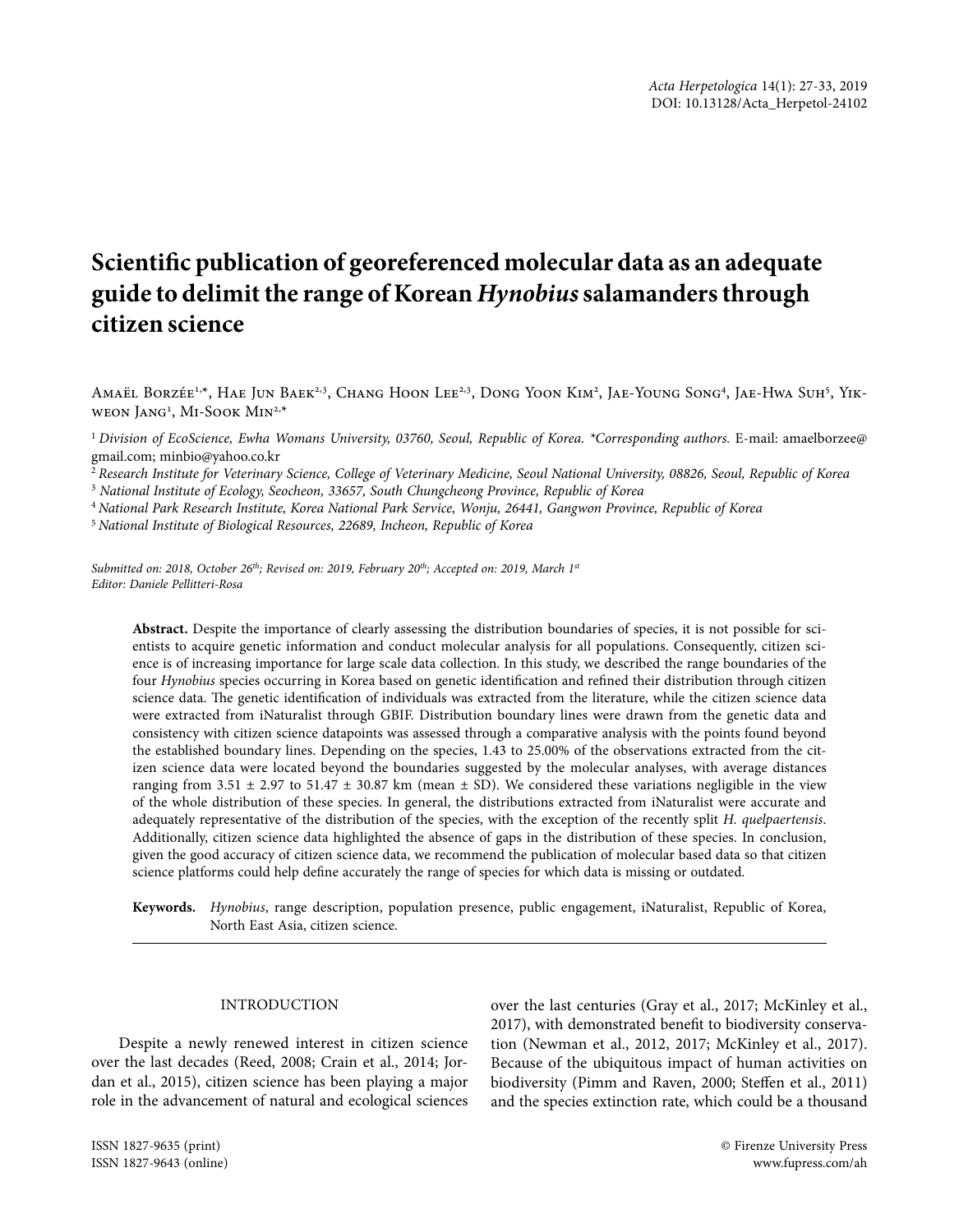# Scientific publication of georeferenced molecular data as an adequate guide to delimit the range of Korean *Hynobius* salamanders through citizen science

Amaël Borzée[1,*], Hae Jun Baek[2,3], Chang Hoon Lee[2,3], Dong Yoon Kim[2], Jae-Young Song[4], Jae-Hwa Suh[5], Yikweon Jang[1], Mi-Sook Min[2,*]

[1] *Division of EcoScience, Ewha Womans University, 03760, Seoul, Republic of Korea. \*Corresponding authors.* E-mail: amaelborzee@gmail.com; minbio@yahoo.co.kr

[2] *Research Institute for Veterinary Science, College of Veterinary Medicine, Seoul National University, 08826, Seoul, Republic of Korea*

[3] *National Institute of Ecology, Seocheon, 33657, South Chungcheong Province, Republic of Korea*

[4] *National Park Research Institute, Korea National Park Service, Wonju, 26441, Gangwon Province, Republic of Korea*

[5] *National Institute of Biological Resources, 22689, Incheon, Republic of Korea*

*Submitted on: 2018, October 26th; Revised on: 2019, February 20th; Accepted on: 2019, March 1st*
*Editor: Daniele Pellitteri-Rosa*

**Abstract.** Despite the importance of clearly assessing the distribution boundaries of species, it is not possible for scientists to acquire genetic information and conduct molecular analysis for all populations. Consequently, citizen science is of increasing importance for large scale data collection. In this study, we described the range boundaries of the four *Hynobius* species occurring in Korea based on genetic identification and refined their distribution through citizen science data. The genetic identification of individuals was extracted from the literature, while the citizen science data were extracted from iNaturalist through GBIF. Distribution boundary lines were drawn from the genetic data and consistency with citizen science datapoints was assessed through a comparative analysis with the points found beyond the established boundary lines. Depending on the species, 1.43 to 25.00% of the observations extracted from the citizen science data were located beyond the boundaries suggested by the molecular analyses, with average distances ranging from 3.51 ± 2.97 to 51.47 ± 30.87 km (mean ± SD). We considered these variations negligible in the view of the whole distribution of these species. In general, the distributions extracted from iNaturalist were accurate and adequately representative of the distribution of the species, with the exception of the recently split *H. quelpaertensis*. Additionally, citizen science data highlighted the absence of gaps in the distribution of these species. In conclusion, given the good accuracy of citizen science data, we recommend the publication of molecular based data so that citizen science platforms could help define accurately the range of species for which data is missing or outdated.

**Keywords.** *Hynobius*, range description, population presence, public engagement, iNaturalist, Republic of Korea, North East Asia, citizen science.

## INTRODUCTION

Despite a newly renewed interest in citizen science over the last decades (Reed, 2008; Crain et al., 2014; Jordan et al., 2015), citizen science has been playing a major role in the advancement of natural and ecological sciences over the last centuries (Gray et al., 2017; McKinley et al., 2017), with demonstrated benefit to biodiversity conservation (Newman et al., 2012, 2017; McKinley et al., 2017). Because of the ubiquitous impact of human activities on biodiversity (Pimm and Raven, 2000; Steffen et al., 2011) and the species extinction rate, which could be a thousand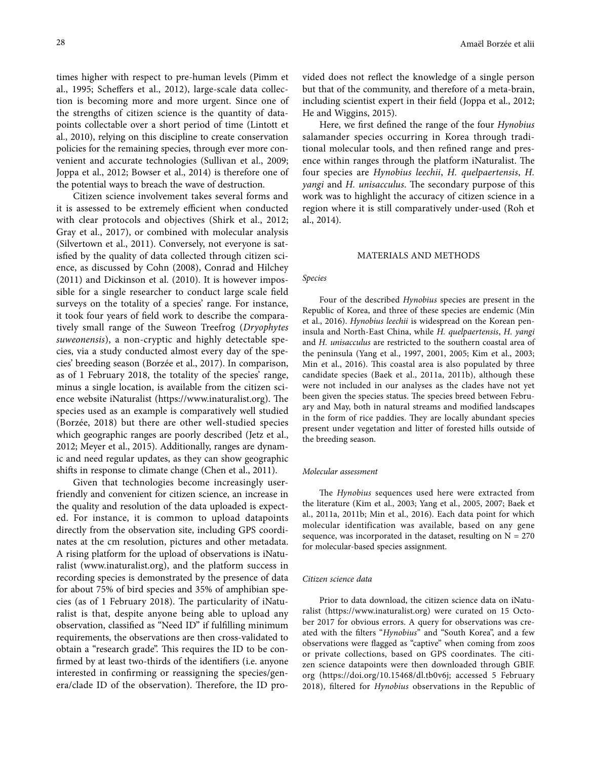times higher with respect to pre-human levels (Pimm et al., 1995; Scheffers et al., 2012), large-scale data collection is becoming more and more urgent. Since one of the strengths of citizen science is the quantity of datapoints collectable over a short period of time (Lintott et al., 2010), relying on this discipline to create conservation policies for the remaining species, through ever more convenient and accurate technologies (Sullivan et al., 2009; Joppa et al., 2012; Bowser et al., 2014) is therefore one of the potential ways to breach the wave of destruction.

Citizen science involvement takes several forms and it is assessed to be extremely efficient when conducted with clear protocols and objectives (Shirk et al., 2012; Gray et al., 2017), or combined with molecular analysis (Silvertown et al., 2011). Conversely, not everyone is satisfied by the quality of data collected through citizen science, as discussed by Cohn (2008), Conrad and Hilchey (2011) and Dickinson et al. (2010). It is however impossible for a single researcher to conduct large scale field surveys on the totality of a species' range. For instance, it took four years of field work to describe the comparatively small range of the Suweon Treefrog (*Dryophytes suweonensis*), a non-cryptic and highly detectable species, via a study conducted almost every day of the species' breeding season (Borzée et al., 2017). In comparison, as of 1 February 2018, the totality of the species' range, minus a single location, is available from the citizen science website iNaturalist (https://www.inaturalist.org). The species used as an example is comparatively well studied (Borzée, 2018) but there are other well-studied species which geographic ranges are poorly described (Jetz et al., 2012; Meyer et al., 2015). Additionally, ranges are dynamic and need regular updates, as they can show geographic shifts in response to climate change (Chen et al., 2011).

Given that technologies become increasingly user-friendly and convenient for citizen science, an increase in the quality and resolution of the data uploaded is expected. For instance, it is common to upload datapoints directly from the observation site, including GPS coordinates at the cm resolution, pictures and other metadata. A rising platform for the upload of observations is iNaturalist (www.inaturalist.org), and the platform success in recording species is demonstrated by the presence of data for about 75% of bird species and 35% of amphibian species (as of 1 February 2018). The particularity of iNaturalist is that, despite anyone being able to upload any observation, classified as "Need ID" if fulfilling minimum requirements, the observations are then cross-validated to obtain a "research grade". This requires the ID to be confirmed by at least two-thirds of the identifiers (i.e. anyone interested in confirming or reassigning the species/genera/clade ID of the observation). Therefore, the ID provided does not reflect the knowledge of a single person but that of the community, and therefore of a meta-brain, including scientist expert in their field (Joppa et al., 2012; He and Wiggins, 2015).

Here, we first defined the range of the four *Hynobius* salamander species occurring in Korea through traditional molecular tools, and then refined range and presence within ranges through the platform iNaturalist. The four species are *Hynobius leechii*, *H. quelpaertensis*, *H. yangi* and *H. unisacculus*. The secondary purpose of this work was to highlight the accuracy of citizen science in a region where it is still comparatively under-used (Roh et al., 2014).

## MATERIALS AND METHODS

### *Species*

Four of the described *Hynobius* species are present in the Republic of Korea, and three of these species are endemic (Min et al., 2016). *Hynobius leechii* is widespread on the Korean peninsula and North-East China, while *H. quelpaertensis*, *H. yangi* and *H. unisacculus* are restricted to the southern coastal area of the peninsula (Yang et al., 1997, 2001, 2005; Kim et al., 2003; Min et al., 2016). This coastal area is also populated by three candidate species (Baek et al., 2011a, 2011b), although these were not included in our analyses as the clades have not yet been given the species status. The species breed between February and May, both in natural streams and modified landscapes in the form of rice paddies. They are locally abundant species present under vegetation and litter of forested hills outside of the breeding season.

### *Molecular assessment*

The *Hynobius* sequences used here were extracted from the literature (Kim et al., 2003; Yang et al., 2005, 2007; Baek et al., 2011a, 2011b; Min et al., 2016). Each data point for which molecular identification was available, based on any gene sequence, was incorporated in the dataset, resulting on $N = 270$ for molecular-based species assignment.

### *Citizen science data*

Prior to data download, the citizen science data on iNaturalist (https://www.inaturalist.org) were curated on 15 October 2017 for obvious errors. A query for observations was created with the filters "*Hynobius*" and "South Korea", and a few observations were flagged as "captive" when coming from zoos or private collections, based on GPS coordinates. The citizen science datapoints were then downloaded through GBIF.org (https://doi.org/10.15468/dl.tb0v6j; accessed 5 February 2018), filtered for *Hynobius* observations in the Republic of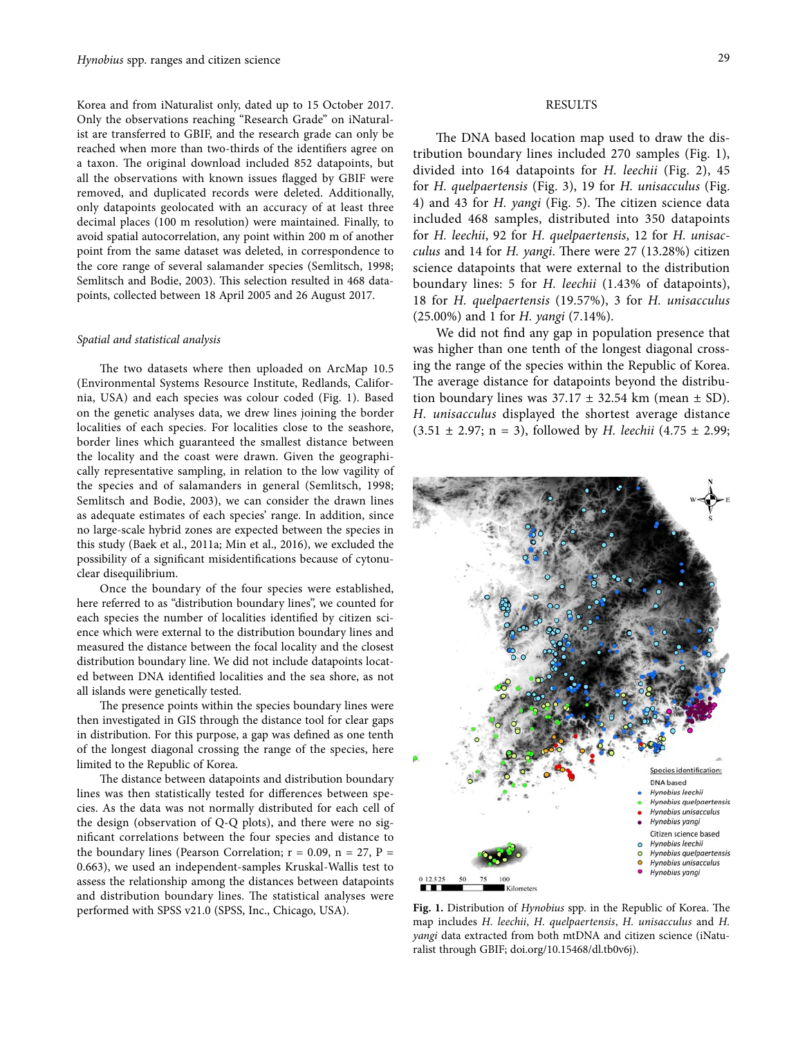Korea and from iNaturalist only, dated up to 15 October 2017. Only the observations reaching "Research Grade" on iNaturalist are transferred to GBIF, and the research grade can only be reached when more than two-thirds of the identifiers agree on a taxon. The original download included 852 datapoints, but all the observations with known issues flagged by GBIF were removed, and duplicated records were deleted. Additionally, only datapoints geolocated with an accuracy of at least three decimal places (100 m resolution) were maintained. Finally, to avoid spatial autocorrelation, any point within 200 m of another point from the same dataset was deleted, in correspondence to the core range of several salamander species (Semlitsch, 1998; Semlitsch and Bodie, 2003). This selection resulted in 468 datapoints, collected between 18 April 2005 and 26 August 2017.

### *Spatial and statistical analysis*

The two datasets where then uploaded on ArcMap 10.5 (Environmental Systems Resource Institute, Redlands, California, USA) and each species was colour coded (Fig. 1). Based on the genetic analyses data, we drew lines joining the border localities of each species. For localities close to the seashore, border lines which guaranteed the smallest distance between the locality and the coast were drawn. Given the geographically representative sampling, in relation to the low vagility of the species and of salamanders in general (Semlitsch, 1998; Semlitsch and Bodie, 2003), we can consider the drawn lines as adequate estimates of each species' range. In addition, since no large-scale hybrid zones are expected between the species in this study (Baek et al., 2011a; Min et al., 2016), we excluded the possibility of a significant misidentifications because of cytonuclear disequilibrium.

Once the boundary of the four species were established, here referred to as "distribution boundary lines", we counted for each species the number of localities identified by citizen science which were external to the distribution boundary lines and measured the distance between the focal locality and the closest distribution boundary line. We did not include datapoints located between DNA identified localities and the sea shore, as not all islands were genetically tested.

The presence points within the species boundary lines were then investigated in GIS through the distance tool for clear gaps in distribution. For this purpose, a gap was defined as one tenth of the longest diagonal crossing the range of the species, here limited to the Republic of Korea.

The distance between datapoints and distribution boundary lines was then statistically tested for differences between species. As the data was not normally distributed for each cell of the design (observation of Q-Q plots), and there were no significant correlations between the four species and distance to the boundary lines (Pearson Correlation; $r = 0.09$, $n = 27$, $P = 0.663$), we used an independent-samples Kruskal-Wallis test to assess the relationship among the distances between datapoints and distribution boundary lines. The statistical analyses were performed with SPSS v21.0 (SPSS, Inc., Chicago, USA).

## RESULTS

The DNA based location map used to draw the distribution boundary lines included 270 samples (Fig. 1), divided into 164 datapoints for *H. leechii* (Fig. 2), 45 for *H. quelpaertensis* (Fig. 3), 19 for *H. unisacculus* (Fig. 4) and 43 for *H. yangi* (Fig. 5). The citizen science data included 468 samples, distributed into 350 datapoints for *H. leechii*, 92 for *H. quelpaertensis*, 12 for *H. unisacculus* and 14 for *H. yangi*. There were 27 (13.28%) citizen science datapoints that were external to the distribution boundary lines: 5 for *H. leechii* (1.43% of datapoints), 18 for *H. quelpaertensis* (19.57%), 3 for *H. unisacculus* (25.00%) and 1 for *H. yangi* (7.14%).

We did not find any gap in population presence that was higher than one tenth of the longest diagonal crossing the range of the species within the Republic of Korea. The average distance for datapoints beyond the distribution boundary lines was $37.17 \pm 32.54$ km (mean ± SD). *H. unisacculus* displayed the shortest average distance ($3.51 \pm 2.97$; $n = 3$), followed by *H. leechii* ($4.75 \pm 2.99$;

**Fig. 1.** Distribution of *Hynobius* spp. in the Republic of Korea. The map includes *H. leechii*, *H. quelpaertensis*, *H. unisacculus* and *H. yangi* data extracted from both mtDNA and citizen science (iNaturalist through GBIF; doi.org/10.15468/dl.tb0v6j).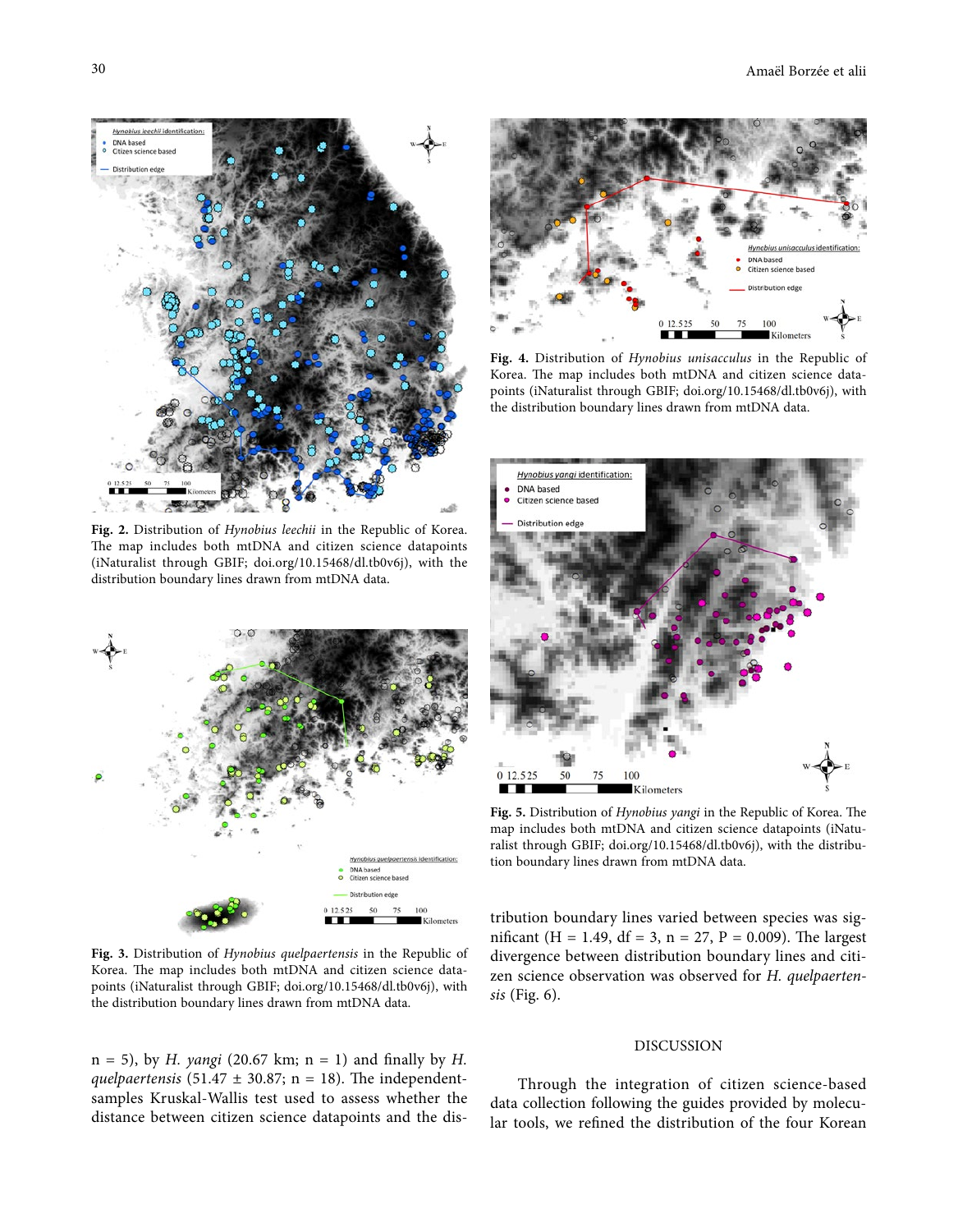**Fig. 2.** Distribution of *Hynobius leechii* in the Republic of Korea. The map includes both mtDNA and citizen science datapoints (iNaturalist through GBIF; doi.org/10.15468/dl.tb0v6j), with the distribution boundary lines drawn from mtDNA data.

**Fig. 3.** Distribution of *Hynobius quelpaertensis* in the Republic of Korea. The map includes both mtDNA and citizen science datapoints (iNaturalist through GBIF; doi.org/10.15468/dl.tb0v6j), with the distribution boundary lines drawn from mtDNA data.

**Fig. 4.** Distribution of *Hynobius unisacculus* in the Republic of Korea. The map includes both mtDNA and citizen science datapoints (iNaturalist through GBIF; doi.org/10.15468/dl.tb0v6j), with the distribution boundary lines drawn from mtDNA data.

**Fig. 5.** Distribution of *Hynobius yangi* in the Republic of Korea. The map includes both mtDNA and citizen science datapoints (iNaturalist through GBIF; doi.org/10.15468/dl.tb0v6j), with the distribution boundary lines drawn from mtDNA data.

n = 5), by *H. yangi* (20.67 km; n = 1) and finally by *H. quelpaertensis* (51.47 ± 30.87; n = 18). The independent-samples Kruskal-Wallis test used to assess whether the distance between citizen science datapoints and the distribution boundary lines varied between species was significant ($H = 1.49$, $df = 3$, $n = 27$, $P = 0.009$). The largest divergence between distribution boundary lines and citizen science observation was observed for *H. quelpaertensis* (Fig. 6).

## DISCUSSION

Through the integration of citizen science-based data collection following the guides provided by molecular tools, we refined the distribution of the four Korean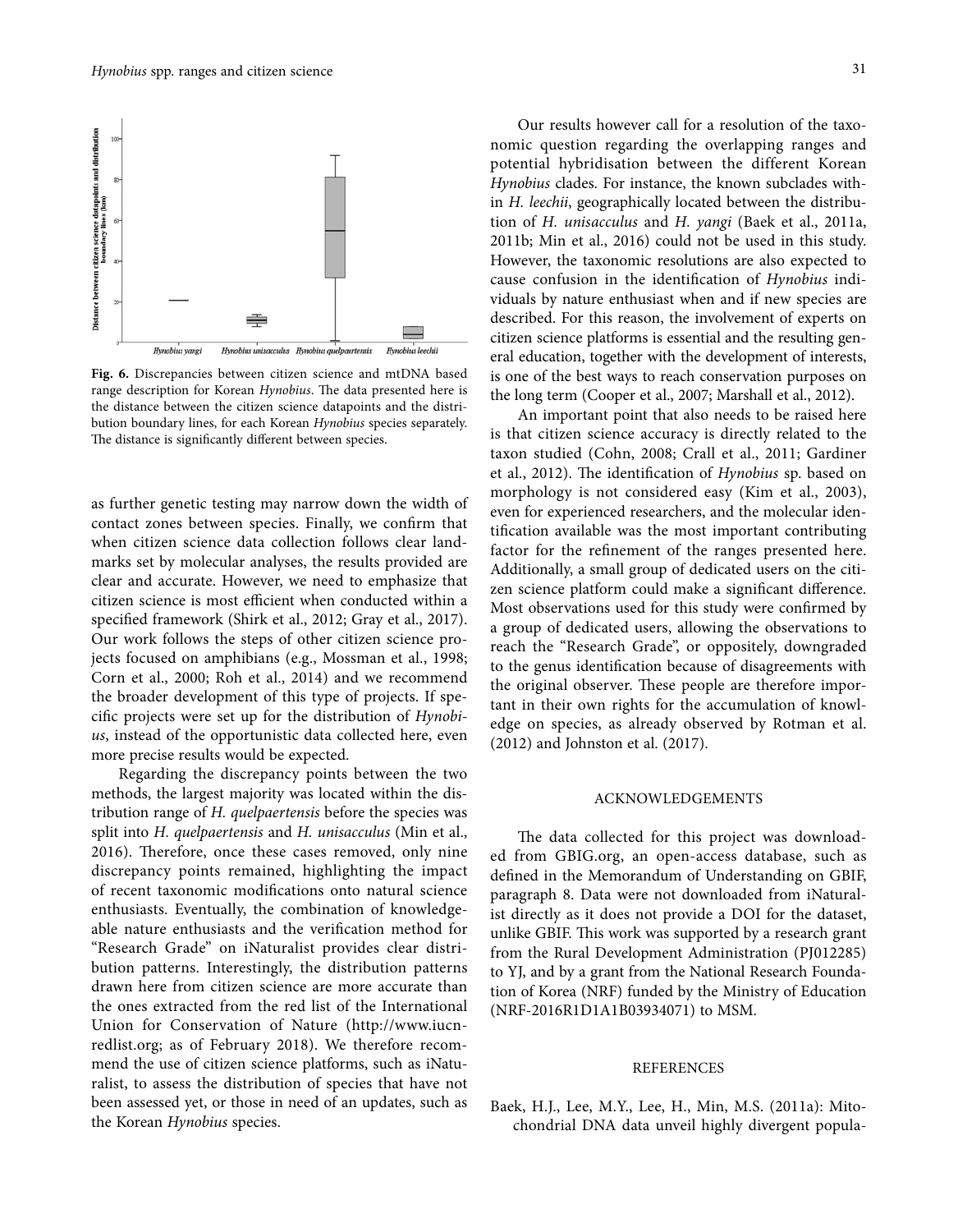Fig. 6. Discrepancies between citizen science and mtDNA based range description for Korean *Hynobius*. The data presented here is the distance between the citizen science datapoints and the distribution boundary lines, for each Korean *Hynobius* species separately. The distance is significantly different between species.

as further genetic testing may narrow down the width of contact zones between species. Finally, we confirm that when citizen science data collection follows clear landmarks set by molecular analyses, the results provided are clear and accurate. However, we need to emphasize that citizen science is most efficient when conducted within a specified framework (Shirk et al., 2012; Gray et al., 2017). Our work follows the steps of other citizen science projects focused on amphibians (e.g., Mossman et al., 1998; Corn et al., 2000; Roh et al., 2014) and we recommend the broader development of this type of projects. If specific projects were set up for the distribution of *Hynobius*, instead of the opportunistic data collected here, even more precise results would be expected.

Regarding the discrepancy points between the two methods, the largest majority was located within the distribution range of *H. quelpaertensis* before the species was split into *H. quelpaertensis* and *H. unisacculus* (Min et al., 2016). Therefore, once these cases removed, only nine discrepancy points remained, highlighting the impact of recent taxonomic modifications onto natural science enthusiasts. Eventually, the combination of knowledgeable nature enthusiasts and the verification method for "Research Grade" on iNaturalist provides clear distribution patterns. Interestingly, the distribution patterns drawn here from citizen science are more accurate than the ones extracted from the red list of the International Union for Conservation of Nature (http://www.iucnredlist.org; as of February 2018). We therefore recommend the use of citizen science platforms, such as iNaturalist, to assess the distribution of species that have not been assessed yet, or those in need of an updates, such as the Korean *Hynobius* species.

Our results however call for a resolution of the taxonomic question regarding the overlapping ranges and potential hybridisation between the different Korean *Hynobius* clades. For instance, the known subclades within *H. leechii*, geographically located between the distribution of *H. unisacculus* and *H. yangi* (Baek et al., 2011a, 2011b; Min et al., 2016) could not be used in this study. However, the taxonomic resolutions are also expected to cause confusion in the identification of *Hynobius* individuals by nature enthusiast when and if new species are described. For this reason, the involvement of experts on citizen science platforms is essential and the resulting general education, together with the development of interests, is one of the best ways to reach conservation purposes on the long term (Cooper et al., 2007; Marshall et al., 2012).

An important point that also needs to be raised here is that citizen science accuracy is directly related to the taxon studied (Cohn, 2008; Crall et al., 2011; Gardiner et al., 2012). The identification of *Hynobius* sp. based on morphology is not considered easy (Kim et al., 2003), even for experienced researchers, and the molecular identification available was the most important contributing factor for the refinement of the ranges presented here. Additionally, a small group of dedicated users on the citizen science platform could make a significant difference. Most observations used for this study were confirmed by a group of dedicated users, allowing the observations to reach the "Research Grade", or oppositely, downgraded to the genus identification because of disagreements with the original observer. These people are therefore important in their own rights for the accumulation of knowledge on species, as already observed by Rotman et al. (2012) and Johnston et al. (2017).

## ACKNOWLEDGEMENTS

The data collected for this project was downloaded from GBIG.org, an open-access database, such as defined in the Memorandum of Understanding on GBIF, paragraph 8. Data were not downloaded from iNaturalist directly as it does not provide a DOI for the dataset, unlike GBIF. This work was supported by a research grant from the Rural Development Administration (PJ012285) to YJ, and by a grant from the National Research Foundation of Korea (NRF) funded by the Ministry of Education (NRF-2016R1D1A1B03934071) to MSM.

## REFERENCES

Baek, H.J., Lee, M.Y., Lee, H., Min, M.S. (2011a): Mitochondrial DNA data unveil highly divergent popula-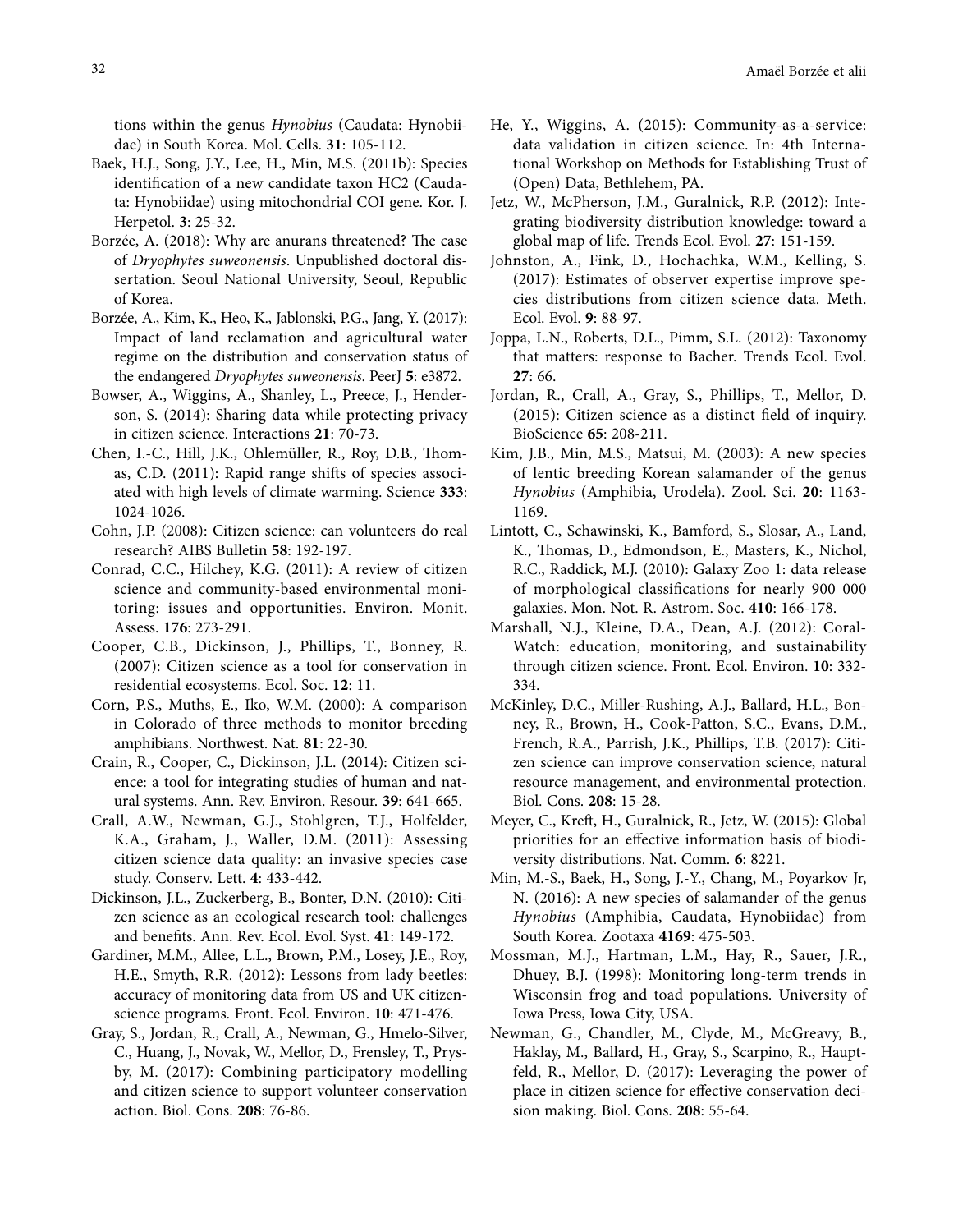tions within the genus *Hynobius* (Caudata: Hynobiidae) in South Korea. Mol. Cells. **31**: 105-112.

Baek, H.J., Song, J.Y., Lee, H., Min, M.S. (2011b): Species identification of a new candidate taxon HC2 (Caudata: Hynobiidae) using mitochondrial COI gene. Kor. J. Herpetol. **3**: 25-32.

Borzée, A. (2018): Why are anurans threatened? The case of *Dryophytes suweonensis*. Unpublished doctoral dissertation. Seoul National University, Seoul, Republic of Korea.

Borzée, A., Kim, K., Heo, K., Jablonski, P.G., Jang, Y. (2017): Impact of land reclamation and agricultural water regime on the distribution and conservation status of the endangered *Dryophytes suweonensis*. PeerJ **5**: e3872.

Bowser, A., Wiggins, A., Shanley, L., Preece, J., Henderson, S. (2014): Sharing data while protecting privacy in citizen science. Interactions **21**: 70-73.

Chen, I.-C., Hill, J.K., Ohlemüller, R., Roy, D.B., Thomas, C.D. (2011): Rapid range shifts of species associated with high levels of climate warming. Science **333**: 1024-1026.

Cohn, J.P. (2008): Citizen science: can volunteers do real research? AIBS Bulletin **58**: 192-197.

Conrad, C.C., Hilchey, K.G. (2011): A review of citizen science and community-based environmental monitoring: issues and opportunities. Environ. Monit. Assess. **176**: 273-291.

Cooper, C.B., Dickinson, J., Phillips, T., Bonney, R. (2007): Citizen science as a tool for conservation in residential ecosystems. Ecol. Soc. **12**: 11.

Corn, P.S., Muths, E., Iko, W.M. (2000): A comparison in Colorado of three methods to monitor breeding amphibians. Northwest. Nat. **81**: 22-30.

Crain, R., Cooper, C., Dickinson, J.L. (2014): Citizen science: a tool for integrating studies of human and natural systems. Ann. Rev. Environ. Resour. **39**: 641-665.

Crall, A.W., Newman, G.J., Stohlgren, T.J., Holfelder, K.A., Graham, J., Waller, D.M. (2011): Assessing citizen science data quality: an invasive species case study. Conserv. Lett. **4**: 433-442.

Dickinson, J.L., Zuckerberg, B., Bonter, D.N. (2010): Citizen science as an ecological research tool: challenges and benefits. Ann. Rev. Ecol. Evol. Syst. **41**: 149-172.

Gardiner, M.M., Allee, L.L., Brown, P.M., Losey, J.E., Roy, H.E., Smyth, R.R. (2012): Lessons from lady beetles: accuracy of monitoring data from US and UK citizen-science programs. Front. Ecol. Environ. **10**: 471-476.

Gray, S., Jordan, R., Crall, A., Newman, G., Hmelo-Silver, C., Huang, J., Novak, W., Mellor, D., Frensley, T., Prysby, M. (2017): Combining participatory modelling and citizen science to support volunteer conservation action. Biol. Cons. **208**: 76-86.

He, Y., Wiggins, A. (2015): Community-as-a-service: data validation in citizen science. In: 4th International Workshop on Methods for Establishing Trust of (Open) Data, Bethlehem, PA.

Jetz, W., McPherson, J.M., Guralnick, R.P. (2012): Integrating biodiversity distribution knowledge: toward a global map of life. Trends Ecol. Evol. **27**: 151-159.

Johnston, A., Fink, D., Hochachka, W.M., Kelling, S. (2017): Estimates of observer expertise improve species distributions from citizen science data. Meth. Ecol. Evol. **9**: 88-97.

Joppa, L.N., Roberts, D.L., Pimm, S.L. (2012): Taxonomy that matters: response to Bacher. Trends Ecol. Evol. **27**: 66.

Jordan, R., Crall, A., Gray, S., Phillips, T., Mellor, D. (2015): Citizen science as a distinct field of inquiry. BioScience **65**: 208-211.

Kim, J.B., Min, M.S., Matsui, M. (2003): A new species of lentic breeding Korean salamander of the genus *Hynobius* (Amphibia, Urodela). Zool. Sci. **20**: 1163-1169.

Lintott, C., Schawinski, K., Bamford, S., Slosar, A., Land, K., Thomas, D., Edmondson, E., Masters, K., Nichol, R.C., Raddick, M.J. (2010): Galaxy Zoo 1: data release of morphological classifications for nearly 900 000 galaxies. Mon. Not. R. Astrom. Soc. **410**: 166-178.

Marshall, N.J., Kleine, D.A., Dean, A.J. (2012): CoralWatch: education, monitoring, and sustainability through citizen science. Front. Ecol. Environ. **10**: 332-334.

McKinley, D.C., Miller-Rushing, A.J., Ballard, H.L., Bonney, R., Brown, H., Cook-Patton, S.C., Evans, D.M., French, R.A., Parrish, J.K., Phillips, T.B. (2017): Citizen science can improve conservation science, natural resource management, and environmental protection. Biol. Cons. **208**: 15-28.

Meyer, C., Kreft, H., Guralnick, R., Jetz, W. (2015): Global priorities for an effective information basis of biodiversity distributions. Nat. Comm. **6**: 8221.

Min, M.-S., Baek, H., Song, J.-Y., Chang, M., Poyarkov Jr, N. (2016): A new species of salamander of the genus *Hynobius* (Amphibia, Caudata, Hynobiidae) from South Korea. Zootaxa **4169**: 475-503.

Mossman, M.J., Hartman, L.M., Hay, R., Sauer, J.R., Dhuey, B.J. (1998): Monitoring long-term trends in Wisconsin frog and toad populations. University of Iowa Press, Iowa City, USA.

Newman, G., Chandler, M., Clyde, M., McGreavy, B., Haklay, M., Ballard, H., Gray, S., Scarpino, R., Hauptfeld, R., Mellor, D. (2017): Leveraging the power of place in citizen science for effective conservation decision making. Biol. Cons. **208**: 55-64.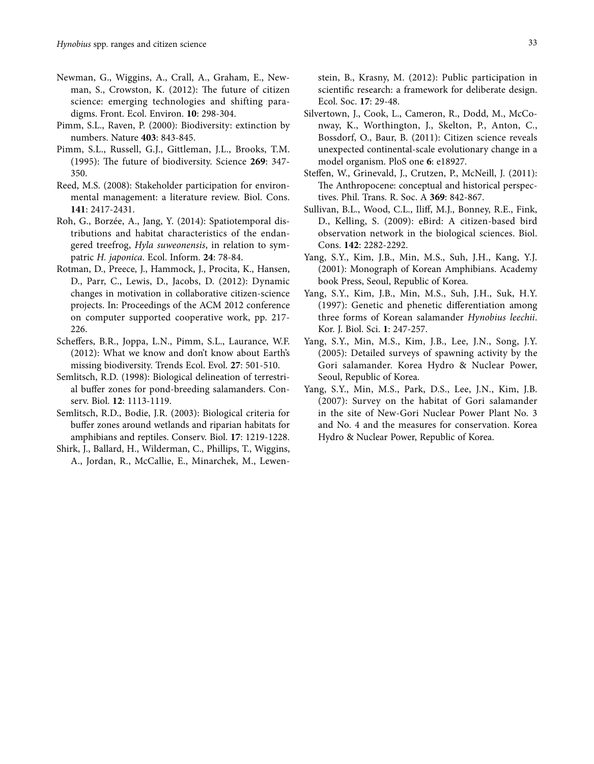Newman, G., Wiggins, A., Crall, A., Graham, E., Newman, S., Crowston, K. (2012): The future of citizen science: emerging technologies and shifting paradigms. Front. Ecol. Environ. **10**: 298-304.

Pimm, S.L., Raven, P. (2000): Biodiversity: extinction by numbers. Nature **403**: 843-845.

Pimm, S.L., Russell, G.J., Gittleman, J.L., Brooks, T.M. (1995): The future of biodiversity. Science **269**: 347-350.

Reed, M.S. (2008): Stakeholder participation for environmental management: a literature review. Biol. Cons. **141**: 2417-2431.

Roh, G., Borzée, A., Jang, Y. (2014): Spatiotemporal distributions and habitat characteristics of the endangered treefrog, *Hyla suweonensis*, in relation to sympatric *H. japonica*. Ecol. Inform. **24**: 78-84.

Rotman, D., Preece, J., Hammock, J., Procita, K., Hansen, D., Parr, C., Lewis, D., Jacobs, D. (2012): Dynamic changes in motivation in collaborative citizen-science projects. In: Proceedings of the ACM 2012 conference on computer supported cooperative work, pp. 217-226.

Scheffers, B.R., Joppa, L.N., Pimm, S.L., Laurance, W.F. (2012): What we know and don't know about Earth's missing biodiversity. Trends Ecol. Evol. **27**: 501-510.

Semlitsch, R.D. (1998): Biological delineation of terrestrial buffer zones for pond-breeding salamanders. Conserv. Biol. **12**: 1113-1119.

Semlitsch, R.D., Bodie, J.R. (2003): Biological criteria for buffer zones around wetlands and riparian habitats for amphibians and reptiles. Conserv. Biol. **17**: 1219-1228.

Shirk, J., Ballard, H., Wilderman, C., Phillips, T., Wiggins, A., Jordan, R., McCallie, E., Minarchek, M., Lewenstein, B., Krasny, M. (2012): Public participation in scientific research: a framework for deliberate design. Ecol. Soc. **17**: 29-48.

Silvertown, J., Cook, L., Cameron, R., Dodd, M., McConway, K., Worthington, J., Skelton, P., Anton, C., Bossdorf, O., Baur, B. (2011): Citizen science reveals unexpected continental-scale evolutionary change in a model organism. PloS one **6**: e18927.

Steffen, W., Grinevald, J., Crutzen, P., McNeill, J. (2011): The Anthropocene: conceptual and historical perspectives. Phil. Trans. R. Soc. A **369**: 842-867.

Sullivan, B.L., Wood, C.L., Iliff, M.J., Bonney, R.E., Fink, D., Kelling, S. (2009): eBird: A citizen-based bird observation network in the biological sciences. Biol. Cons. **142**: 2282-2292.

Yang, S.Y., Kim, J.B., Min, M.S., Suh, J.H., Kang, Y.J. (2001): Monograph of Korean Amphibians. Academy book Press, Seoul, Republic of Korea.

Yang, S.Y., Kim, J.B., Min, M.S., Suh, J.H., Suk, H.Y. (1997): Genetic and phenetic differentiation among three forms of Korean salamander *Hynobius leechii*. Kor. J. Biol. Sci. **1**: 247-257.

Yang, S.Y., Min, M.S., Kim, J.B., Lee, J.N., Song, J.Y. (2005): Detailed surveys of spawning activity by the Gori salamander. Korea Hydro & Nuclear Power, Seoul, Republic of Korea.

Yang, S.Y., Min, M.S., Park, D.S., Lee, J.N., Kim, J.B. (2007): Survey on the habitat of Gori salamander in the site of New-Gori Nuclear Power Plant No. 3 and No. 4 and the measures for conservation. Korea Hydro & Nuclear Power, Republic of Korea.